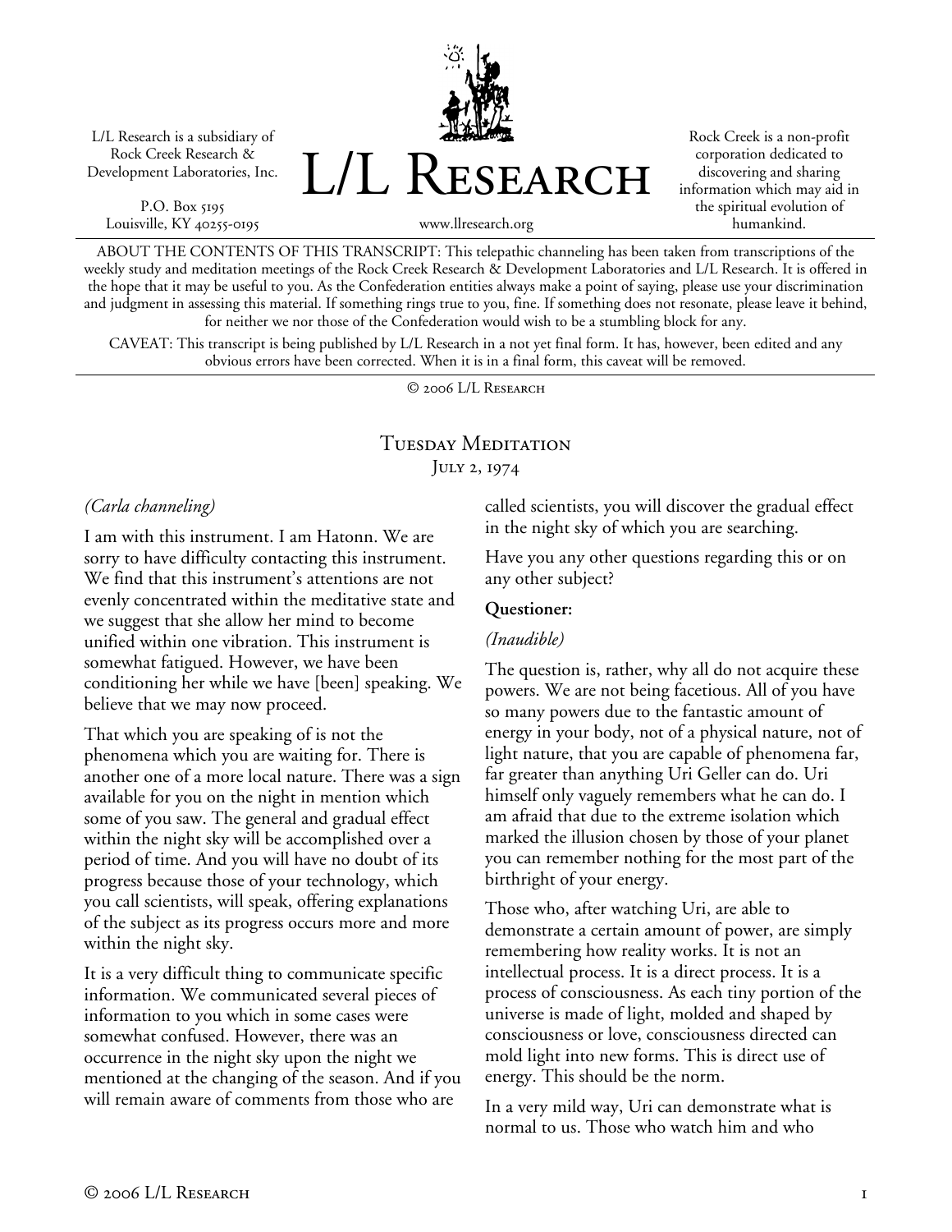L/L Research is a subsidiary of Rock Creek Research & Development Laboratories, Inc.

P.O. Box 5195
Louisville, KY 40255-0195

# L/L Research

www.llresearch.org

Rock Creek is a non-profit corporation dedicated to discovering and sharing information which may aid in the spiritual evolution of humankind.

ABOUT THE CONTENTS OF THIS TRANSCRIPT: This telepathic channeling has been taken from transcriptions of the weekly study and meditation meetings of the Rock Creek Research & Development Laboratories and L/L Research. It is offered in the hope that it may be useful to you. As the Confederation entities always make a point of saying, please use your discrimination and judgment in assessing this material. If something rings true to you, fine. If something does not resonate, please leave it behind, for neither we nor those of the Confederation would wish to be a stumbling block for any.

CAVEAT: This transcript is being published by L/L Research in a not yet final form. It has, however, been edited and any obvious errors have been corrected. When it is in a final form, this caveat will be removed.

© 2006 L/L Research

## Tuesday Meditation
July 2, 1974

*(Carla channeling)*

I am with this instrument. I am Hatonn. We are sorry to have difficulty contacting this instrument. We find that this instrument's attentions are not evenly concentrated within the meditative state and we suggest that she allow her mind to become unified within one vibration. This instrument is somewhat fatigued. However, we have been conditioning her while we have [been] speaking. We believe that we may now proceed.

That which you are speaking of is not the phenomena which you are waiting for. There is another one of a more local nature. There was a sign available for you on the night in mention which some of you saw. The general and gradual effect within the night sky will be accomplished over a period of time. And you will have no doubt of its progress because those of your technology, which you call scientists, will speak, offering explanations of the subject as its progress occurs more and more within the night sky.

It is a very difficult thing to communicate specific information. We communicated several pieces of information to you which in some cases were somewhat confused. However, there was an occurrence in the night sky upon the night we mentioned at the changing of the season. And if you will remain aware of comments from those who are called scientists, you will discover the gradual effect in the night sky of which you are searching.

Have you any other questions regarding this or on any other subject?

**Questioner:**

*(Inaudible)*

The question is, rather, why all do not acquire these powers. We are not being facetious. All of you have so many powers due to the fantastic amount of energy in your body, not of a physical nature, not of light nature, that you are capable of phenomena far, far greater than anything Uri Geller can do. Uri himself only vaguely remembers what he can do. I am afraid that due to the extreme isolation which marked the illusion chosen by those of your planet you can remember nothing for the most part of the birthright of your energy.

Those who, after watching Uri, are able to demonstrate a certain amount of power, are simply remembering how reality works. It is not an intellectual process. It is a direct process. It is a process of consciousness. As each tiny portion of the universe is made of light, molded and shaped by consciousness or love, consciousness directed can mold light into new forms. This is direct use of energy. This should be the norm.

In a very mild way, Uri can demonstrate what is normal to us. Those who watch him and who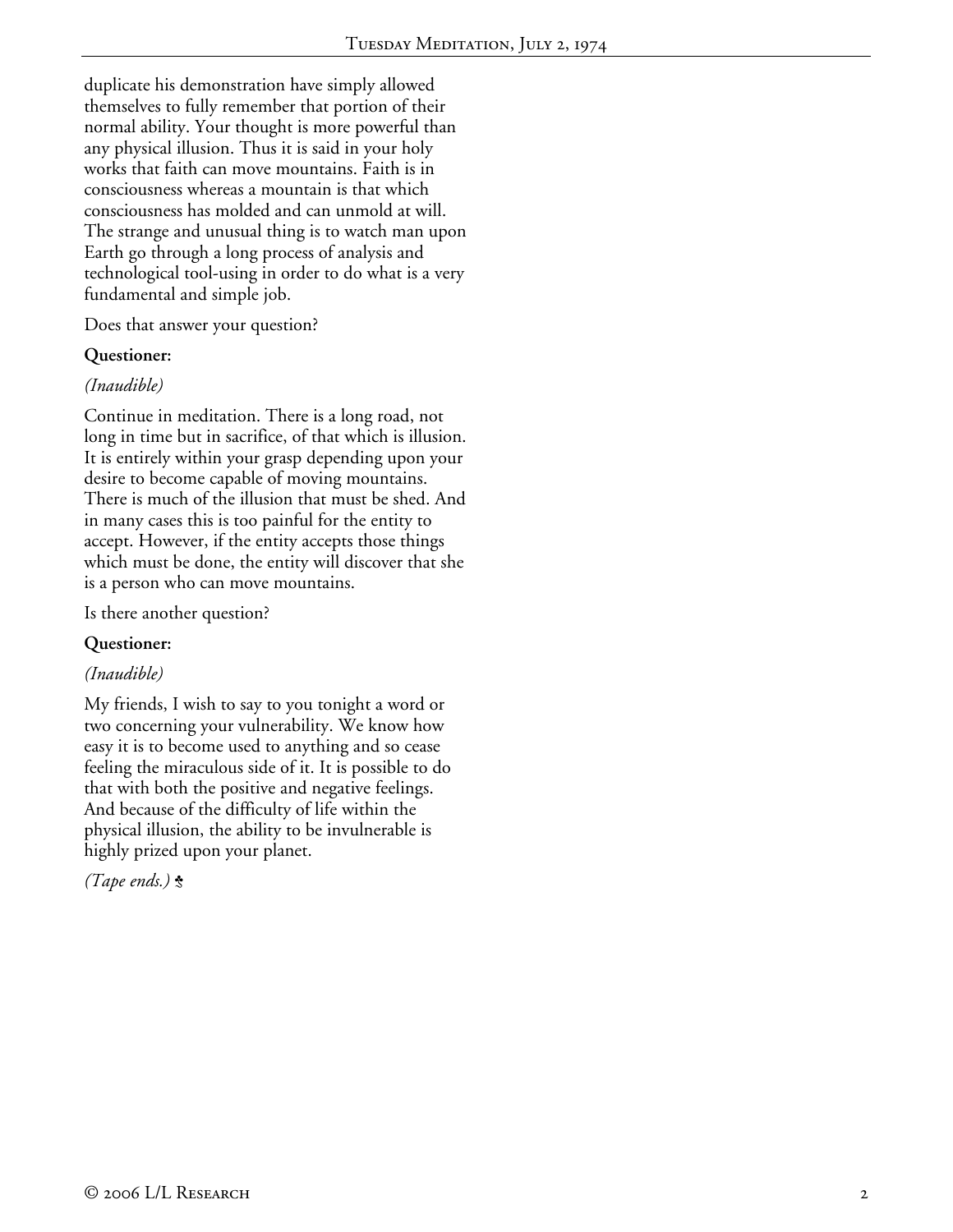duplicate his demonstration have simply allowed themselves to fully remember that portion of their normal ability. Your thought is more powerful than any physical illusion. Thus it is said in your holy works that faith can move mountains. Faith is in consciousness whereas a mountain is that which consciousness has molded and can unmold at will. The strange and unusual thing is to watch man upon Earth go through a long process of analysis and technological tool-using in order to do what is a very fundamental and simple job.

Does that answer your question?

**Questioner:**

*(Inaudible)*

Continue in meditation. There is a long road, not long in time but in sacrifice, of that which is illusion. It is entirely within your grasp depending upon your desire to become capable of moving mountains. There is much of the illusion that must be shed. And in many cases this is too painful for the entity to accept. However, if the entity accepts those things which must be done, the entity will discover that she is a person who can move mountains.

Is there another question?

**Questioner:**

*(Inaudible)*

My friends, I wish to say to you tonight a word or two concerning your vulnerability. We know how easy it is to become used to anything and so cease feeling the miraculous side of it. It is possible to do that with both the positive and negative feelings. And because of the difficulty of life within the physical illusion, the ability to be invulnerable is highly prized upon your planet.

*(Tape ends.)*